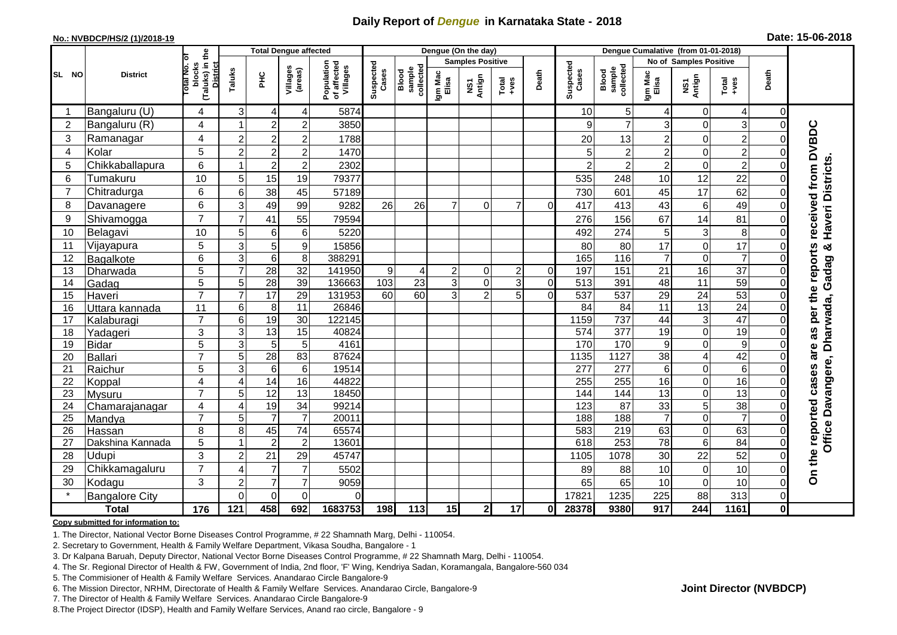# Daily Report of *Dengue* in Karnataka State - 2018

**No.: NVBDCP/HS/2 (1)/2018-19**

**Date: 15-06-2018**

| SL NO | District | Total No. of blocks (Taluks) in the District | Total Dengue affected | | | | Dengue (On the day) | | | | | | | Dengue Cumalative (from 01-01-2018) | | | | | | | |
|---|---|---|---|---|---|---|---|---|---|---|---|---|---|---|---|---|---|---|---|---|
| | | | Taluks | PHC | Villages (areas) | Population of affected Villages | Suspected Cases | Blood sample collected | Samples Positive | | | Death | Suspected Cases | Blood sample collected | No of Samples Positive | | | Death | |
| | | | | | | | | | Igm Mac Elisa | NS1 Antign | Total +ves | | | | Igm Mac Elisa | NS1 Antign | Total +ves | | |
| 1 | Bangaluru (U) | 4 | 3 | 4 | 4 | 5874 | | | | | | | 10 | 5 | 4 | 0 | 4 | 0 | On the reported cases are as per the reports received from DVBDC Office Davangere, Dharwada, Gadag & Haveri Districts. |
| 2 | Bangaluru (R) | 4 | 1 | 2 | 2 | 3850 | | | | | | | 9 | 7 | 3 | 0 | 3 | 0 | |
| 3 | Ramanagar | 4 | 2 | 2 | 2 | 1788 | | | | | | | 20 | 13 | 2 | 0 | 2 | 0 | |
| 4 | Kolar | 5 | 2 | 2 | 2 | 1470 | | | | | | | 5 | 2 | 2 | 0 | 2 | 0 | |
| 5 | Chikkaballapura | 6 | 1 | 2 | 2 | 2302 | | | | | | | 2 | 2 | 2 | 0 | 2 | 0 | |
| 6 | Tumakuru | 10 | 5 | 15 | 19 | 79377 | | | | | | | 535 | 248 | 10 | 12 | 22 | 0 | |
| 7 | Chitradurga | 6 | 6 | 38 | 45 | 57189 | | | | | | | 730 | 601 | 45 | 17 | 62 | 0 | |
| 8 | Davanagere | 6 | 3 | 49 | 99 | 9282 | 26 | 26 | 7 | 0 | 7 | 0 | 417 | 413 | 43 | 6 | 49 | 0 | |
| 9 | Shivamogga | 7 | 7 | 41 | 55 | 79594 | | | | | | | 276 | 156 | 67 | 14 | 81 | 0 | |
| 10 | Belagavi | 10 | 5 | 6 | 6 | 5220 | | | | | | | 492 | 274 | 5 | 3 | 8 | 0 | |
| 11 | Vijayapura | 5 | 3 | 5 | 9 | 15856 | | | | | | | 80 | 80 | 17 | 0 | 17 | 0 | |
| 12 | Bagalkote | 6 | 3 | 6 | 8 | 388291 | | | | | | | 165 | 116 | 7 | 0 | 7 | 0 | |
| 13 | Dharwada | 5 | 7 | 28 | 32 | 141950 | 9 | 4 | 2 | 0 | 2 | 0 | 197 | 151 | 21 | 16 | 37 | 0 | |
| 14 | Gadag | 5 | 5 | 28 | 39 | 136663 | 103 | 23 | 3 | 0 | 3 | 0 | 513 | 391 | 48 | 11 | 59 | 0 | |
| 15 | Haveri | 7 | 7 | 17 | 29 | 131953 | 60 | 60 | 3 | 2 | 5 | 0 | 537 | 537 | 29 | 24 | 53 | 0 | |
| 16 | Uttara kannada | 11 | 6 | 8 | 11 | 26846 | | | | | | | 84 | 84 | 11 | 13 | 24 | 0 | |
| 17 | Kalaburagi | 7 | 6 | 19 | 30 | 122145 | | | | | | | 1159 | 737 | 44 | 3 | 47 | 0 | |
| 18 | Yadageri | 3 | 3 | 13 | 15 | 40824 | | | | | | | 574 | 377 | 19 | 0 | 19 | 0 | |
| 19 | Bidar | 5 | 3 | 5 | 5 | 4161 | | | | | | | 170 | 170 | 9 | 0 | 9 | 0 | |
| 20 | Ballari | 7 | 5 | 28 | 83 | 87624 | | | | | | | 1135 | 1127 | 38 | 4 | 42 | 0 | |
| 21 | Raichur | 5 | 3 | 6 | 6 | 19514 | | | | | | | 277 | 277 | 6 | 0 | 6 | 0 | |
| 22 | Koppal | 4 | 4 | 14 | 16 | 44822 | | | | | | | 255 | 255 | 16 | 0 | 16 | 0 | |
| 23 | Mysuru | 7 | 5 | 12 | 13 | 18450 | | | | | | | 144 | 144 | 13 | 0 | 13 | 0 | |
| 24 | Chamarajanagar | 4 | 4 | 19 | 34 | 99214 | | | | | | | 123 | 87 | 33 | 5 | 38 | 0 | |
| 25 | Mandya | 7 | 5 | 7 | 7 | 20011 | | | | | | | 188 | 188 | 7 | 0 | 7 | 0 | |
| 26 | Hassan | 8 | 8 | 45 | 74 | 65574 | | | | | | | 583 | 219 | 63 | 0 | 63 | 0 | |
| 27 | Dakshina Kannada | 5 | 1 | 2 | 2 | 13601 | | | | | | | 618 | 253 | 78 | 6 | 84 | 0 | |
| 28 | Udupi | 3 | 2 | 21 | 29 | 45747 | | | | | | | 1105 | 1078 | 30 | 22 | 52 | 0 | |
| 29 | Chikkamagaluru | 7 | 4 | 7 | 7 | 5502 | | | | | | | 89 | 88 | 10 | 0 | 10 | 0 | |
| 30 | Kodagu | 3 | 2 | 7 | 7 | 9059 | | | | | | | 65 | 65 | 10 | 0 | 10 | 0 | |
| * | Bangalore City | | 0 | 0 | 0 | 0 | | | | | | | 17821 | 1235 | 225 | 88 | 313 | 0 | |
| **Total** | | **176** | **121** | **458** | **692** | **1683753** | **198** | **113** | **15** | **2** | **17** | **0** | **28378** | **9380** | **917** | **244** | **1161** | **0** | |

**Copy submitted for information to:**

1. The Director, National Vector Borne Diseases Control Programme, # 22 Shamnath Marg, Delhi - 110054.
2. Secretary to Government, Health & Family Welfare Department, Vikasa Soudha, Bangalore - 1
3. Dr Kalpana Baruah, Deputy Director, National Vector Borne Diseases Control Programme, # 22 Shamnath Marg, Delhi - 110054.
4. The Sr. Regional Director of Health & FW, Government of India, 2nd floor, 'F' Wing, Kendriya Sadan, Koramangala, Bangalore-560 034
5. The Commisioner of Health & Family Welfare Services. Anandarao Circle Bangalore-9
6. The Mission Director, NRHM, Directorate of Health & Family Welfare Services. Anandarao Circle, Bangalore-9
7. The Director of Health & Family Welfare Services. Anandarao Circle Bangalore-9
8. The Project Director (IDSP), Health and Family Welfare Services, Anand rao circle, Bangalore - 9

**Joint Director (NVBDCP)**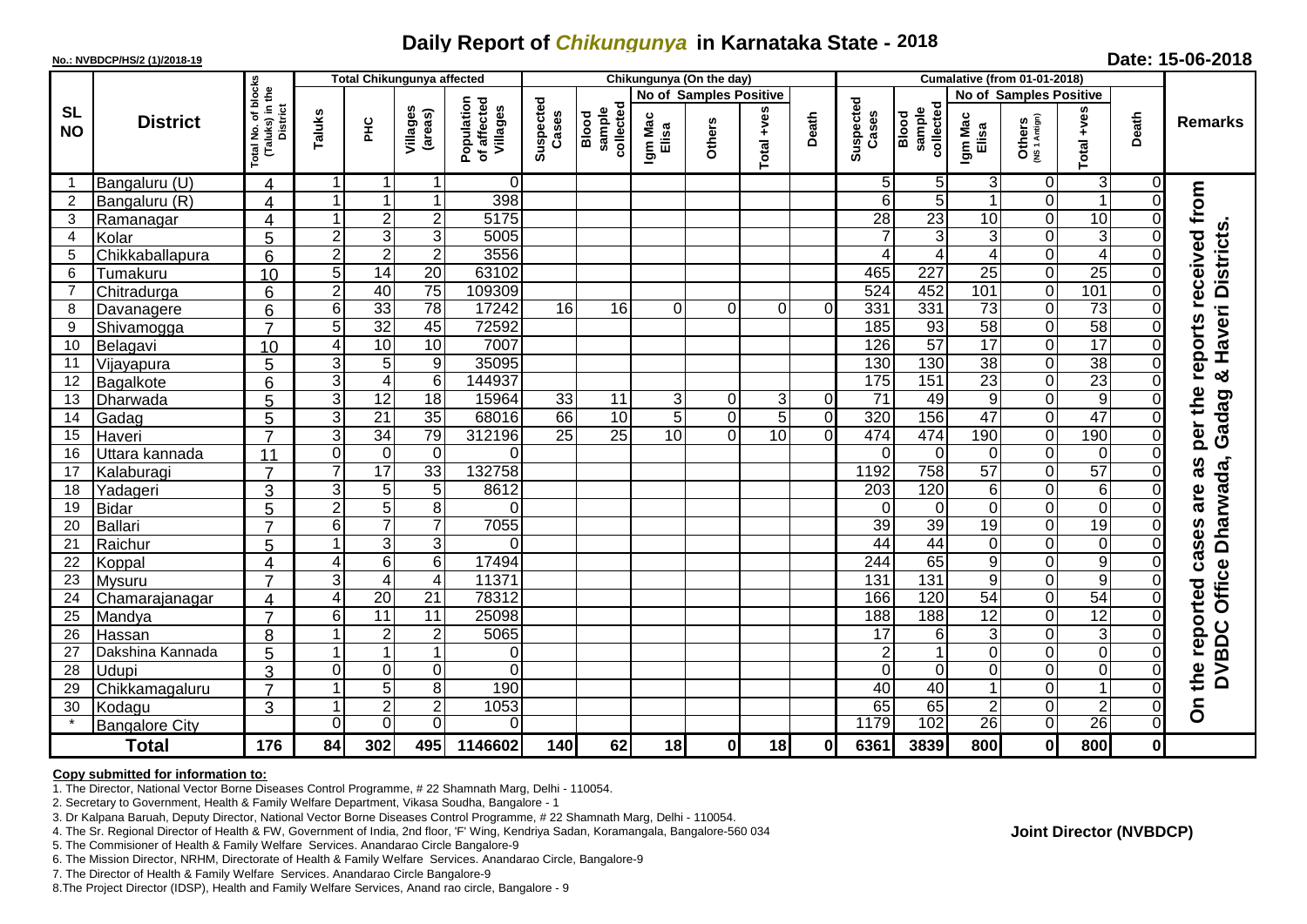# Daily Report of *Chikungunya* in Karnataka State - 2018

**No.: NVBDCP/HS/2 (1)/2018-19**

**Date: 15-06-2018**

| SL NO | District | Total No. of blocks (Taluks) in the District | Total Chikungunya affected | | | | Chikungunya (On the day) | | | | | | | Cumalative (from 01-01-2018) | | | | | | | Remarks |
|---|---|---|---|---|---|---|---|---|---|---|---|---|---|---|---|---|---|---|---|---|---|
| | | | Taluks | PHC | Villages (areas) | Population of affected Villages | Suspected Cases | Blood sample collected | No of Samples Positive | | | Death | Suspected Cases | Blood sample collected | No of Samples Positive | | | Death | |
| | | | | | | | | | Igm Mac Elisa | Others | Total +ves | | | | Igm Mac Elisa | Others (NS 1 Antign) | Total +ves | | |
| 1 | Bangaluru (U) | 4 | 1 | 1 | 1 | 0 | | | | | | | 5 | 5 | 3 | 0 | 3 | 0 | On the reported cases are as per the reports received from DVBDC Office Dharwada, Gadag & Haveri Districts. |
| 2 | Bangaluru (R) | 4 | 1 | 1 | 1 | 398 | | | | | | | 6 | 5 | 1 | 0 | 1 | 0 | |
| 3 | Ramanagar | 4 | 1 | 2 | 2 | 5175 | | | | | | | 28 | 23 | 10 | 0 | 10 | 0 | |
| 4 | Kolar | 5 | 2 | 3 | 3 | 5005 | | | | | | | 7 | 3 | 3 | 0 | 3 | 0 | |
| 5 | Chikkaballapura | 6 | 2 | 2 | 2 | 3556 | | | | | | | 4 | 4 | 4 | 0 | 4 | 0 | |
| 6 | Tumakuru | 10 | 5 | 14 | 20 | 63102 | | | | | | | 465 | 227 | 25 | 0 | 25 | 0 | |
| 7 | Chitradurga | 6 | 2 | 40 | 75 | 109309 | | | | | | | 524 | 452 | 101 | 0 | 101 | 0 | |
| 8 | Davanagere | 6 | 6 | 33 | 78 | 17242 | 16 | 16 | 0 | 0 | 0 | 0 | 331 | 331 | 73 | 0 | 73 | 0 | |
| 9 | Shivamogga | 7 | 5 | 32 | 45 | 72592 | | | | | | | 185 | 93 | 58 | 0 | 58 | 0 | |
| 10 | Belagavi | 10 | 4 | 10 | 10 | 7007 | | | | | | | 126 | 57 | 17 | 0 | 17 | 0 | |
| 11 | Vijayapura | 5 | 3 | 5 | 9 | 35095 | | | | | | | 130 | 130 | 38 | 0 | 38 | 0 | |
| 12 | Bagalkote | 6 | 3 | 4 | 6 | 144937 | | | | | | | 175 | 151 | 23 | 0 | 23 | 0 | |
| 13 | Dharwada | 5 | 3 | 12 | 18 | 15964 | 33 | 11 | 3 | 0 | 3 | 0 | 71 | 49 | 9 | 0 | 9 | 0 | |
| 14 | Gadag | 5 | 3 | 21 | 35 | 68016 | 66 | 10 | 5 | 0 | 5 | 0 | 320 | 156 | 47 | 0 | 47 | 0 | |
| 15 | Haveri | 7 | 3 | 34 | 79 | 312196 | 25 | 25 | 10 | 0 | 10 | 0 | 474 | 474 | 190 | 0 | 190 | 0 | |
| 16 | Uttara kannada | 11 | 0 | 0 | 0 | 0 | | | | | | | 0 | 0 | 0 | 0 | 0 | 0 | |
| 17 | Kalaburagi | 7 | 7 | 17 | 33 | 132758 | | | | | | | 1192 | 758 | 57 | 0 | 57 | 0 | |
| 18 | Yadageri | 3 | 3 | 5 | 5 | 8612 | | | | | | | 203 | 120 | 6 | 0 | 6 | 0 | |
| 19 | Bidar | 5 | 2 | 5 | 8 | 0 | | | | | | | 0 | 0 | 0 | 0 | 0 | 0 | |
| 20 | Ballari | 7 | 6 | 7 | 7 | 7055 | | | | | | | 39 | 39 | 19 | 0 | 19 | 0 | |
| 21 | Raichur | 5 | 1 | 3 | 3 | 0 | | | | | | | 44 | 44 | 0 | 0 | 0 | 0 | |
| 22 | Koppal | 4 | 4 | 6 | 6 | 17494 | | | | | | | 244 | 65 | 9 | 0 | 9 | 0 | |
| 23 | Mysuru | 7 | 3 | 4 | 4 | 11371 | | | | | | | 131 | 131 | 9 | 0 | 9 | 0 | |
| 24 | Chamarajanagar | 4 | 4 | 20 | 21 | 78312 | | | | | | | 166 | 120 | 54 | 0 | 54 | 0 | |
| 25 | Mandya | 7 | 6 | 11 | 11 | 25098 | | | | | | | 188 | 188 | 12 | 0 | 12 | 0 | |
| 26 | Hassan | 8 | 1 | 2 | 2 | 5065 | | | | | | | 17 | 6 | 3 | 0 | 3 | 0 | |
| 27 | Dakshina Kannada | 5 | 1 | 1 | 1 | 0 | | | | | | | 2 | 1 | 0 | 0 | 0 | 0 | |
| 28 | Udupi | 3 | 0 | 0 | 0 | 0 | | | | | | | 0 | 0 | 0 | 0 | 0 | 0 | |
| 29 | Chikkamagaluru | 7 | 1 | 5 | 8 | 190 | | | | | | | 40 | 40 | 1 | 0 | 1 | 0 | |
| 30 | Kodagu | 3 | 1 | 2 | 2 | 1053 | | | | | | | 65 | 65 | 2 | 0 | 2 | 0 | |
| * | Bangalore City | | 0 | 0 | 0 | 0 | | | | | | | 1179 | 102 | 26 | 0 | 26 | 0 | |
| | **Total** | **176** | **84** | **302** | **495** | **1146602** | **140** | **62** | **18** | **0** | **18** | **0** | **6361** | **3839** | **800** | **0** | **800** | **0** | |

**Copy submitted for information to:**

1. The Director, National Vector Borne Diseases Control Programme, # 22 Shamnath Marg, Delhi - 110054.
2. Secretary to Government, Health & Family Welfare Department, Vikasa Soudha, Bangalore - 1
3. Dr Kalpana Baruah, Deputy Director, National Vector Borne Diseases Control Programme, # 22 Shamnath Marg, Delhi - 110054.
4. The Sr. Regional Director of Health & FW, Government of India, 2nd floor, 'F' Wing, Kendriya Sadan, Koramangala, Bangalore-560 034
5. The Commisioner of Health & Family Welfare Services. Anandarao Circle Bangalore-9
6. The Mission Director, NRHM, Directorate of Health & Family Welfare Services. Anandarao Circle, Bangalore-9
7. The Director of Health & Family Welfare Services. Anandarao Circle Bangalore-9
8.The Project Director (IDSP), Health and Family Welfare Services, Anand rao circle, Bangalore - 9

**Joint Director (NVBDCP)**